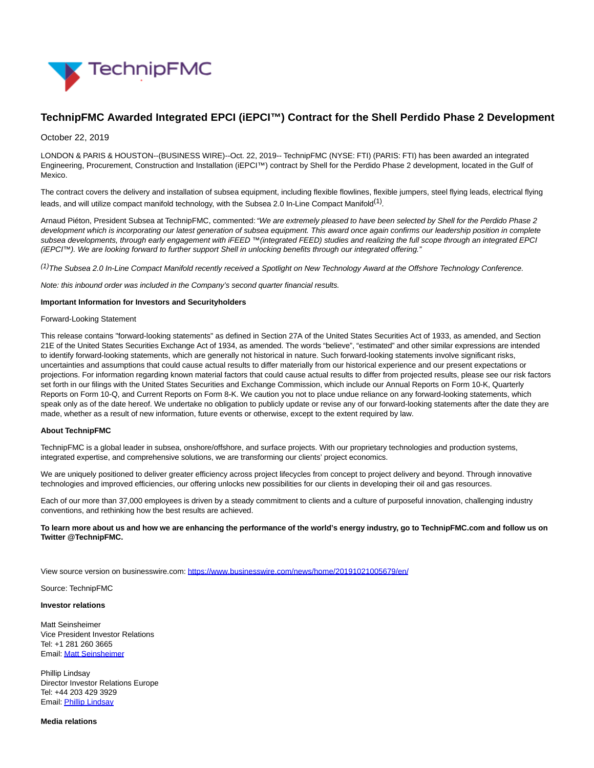# TechnipFMC Awarded Integrated EPCI (iEPCI™) Contract for the Shell Perdido Phase 2 Development

October 22, 2019

LONDON & PARIS & HOUSTON--(BUSINESS WIRE)--Oct. 22, 2019-- TechnipFMC (NYSE: FTI) (PARIS: FTI) has been awarded an integrated Engineering, Procurement, Construction and Installation (iEPCI™) contract by Shell for the Perdido Phase 2 development, located in the Gulf of Mexico.

The contract covers the delivery and installation of subsea equipment, including flexible flowlines, flexible jumpers, steel flying leads, electrical flying leads, and will utilize compact manifold technology, with the Subsea 2.0 In-Line Compact Manifold(1).

Arnaud Piéton, President Subsea at TechnipFMC, commented: *"We are extremely pleased to have been selected by Shell for the Perdido Phase 2 development which is incorporating our latest generation of subsea equipment. This award once again confirms our leadership position in complete subsea developments, through early engagement with iFEED ™(integrated FEED) studies and realizing the full scope through an integrated EPCI (iEPCI™). We are looking forward to further support Shell in unlocking benefits through our integrated offering."*

*(1)The Subsea 2.0 In-Line Compact Manifold recently received a Spotlight on New Technology Award at the Offshore Technology Conference.*

*Note: this inbound order was included in the Company's second quarter financial results.*

**Important Information for Investors and Securityholders**

Forward-Looking Statement

This release contains "forward-looking statements" as defined in Section 27A of the United States Securities Act of 1933, as amended, and Section 21E of the United States Securities Exchange Act of 1934, as amended. The words "believe", "estimated" and other similar expressions are intended to identify forward-looking statements, which are generally not historical in nature. Such forward-looking statements involve significant risks, uncertainties and assumptions that could cause actual results to differ materially from our historical experience and our present expectations or projections. For information regarding known material factors that could cause actual results to differ from projected results, please see our risk factors set forth in our filings with the United States Securities and Exchange Commission, which include our Annual Reports on Form 10-K, Quarterly Reports on Form 10-Q, and Current Reports on Form 8-K. We caution you not to place undue reliance on any forward-looking statements, which speak only as of the date hereof. We undertake no obligation to publicly update or revise any of our forward-looking statements after the date they are made, whether as a result of new information, future events or otherwise, except to the extent required by law.

**About TechnipFMC**

TechnipFMC is a global leader in subsea, onshore/offshore, and surface projects. With our proprietary technologies and production systems, integrated expertise, and comprehensive solutions, we are transforming our clients' project economics.

We are uniquely positioned to deliver greater efficiency across project lifecycles from concept to project delivery and beyond. Through innovative technologies and improved efficiencies, our offering unlocks new possibilities for our clients in developing their oil and gas resources.

Each of our more than 37,000 employees is driven by a steady commitment to clients and a culture of purposeful innovation, challenging industry conventions, and rethinking how the best results are achieved.

**To learn more about us and how we are enhancing the performance of the world's energy industry, go to TechnipFMC.com and follow us on Twitter @TechnipFMC.**

View source version on businesswire.com: https://www.businesswire.com/news/home/20191021005679/en/

Source: TechnipFMC

**Investor relations**

Matt Seinsheimer
Vice President Investor Relations
Tel: +1 281 260 3665
Email: Matt Seinsheimer

Phillip Lindsay
Director Investor Relations Europe
Tel: +44 203 429 3929
Email: Phillip Lindsay

**Media relations**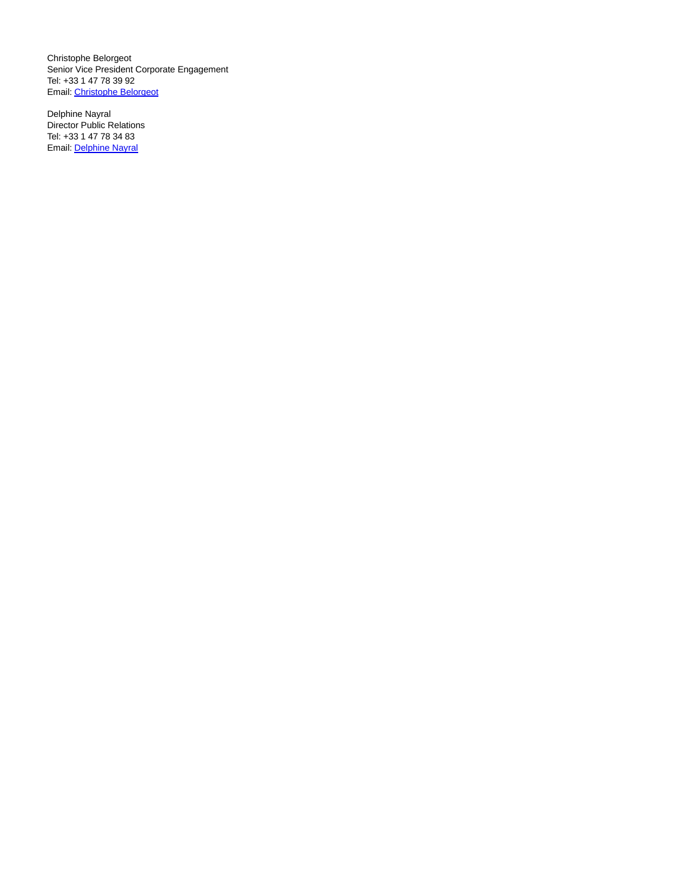Christophe Belorgeot
Senior Vice President Corporate Engagement
Tel: +33 1 47 78 39 92
Email: Christophe Belorgeot

Delphine Nayral
Director Public Relations
Tel: +33 1 47 78 34 83
Email: Delphine Nayral